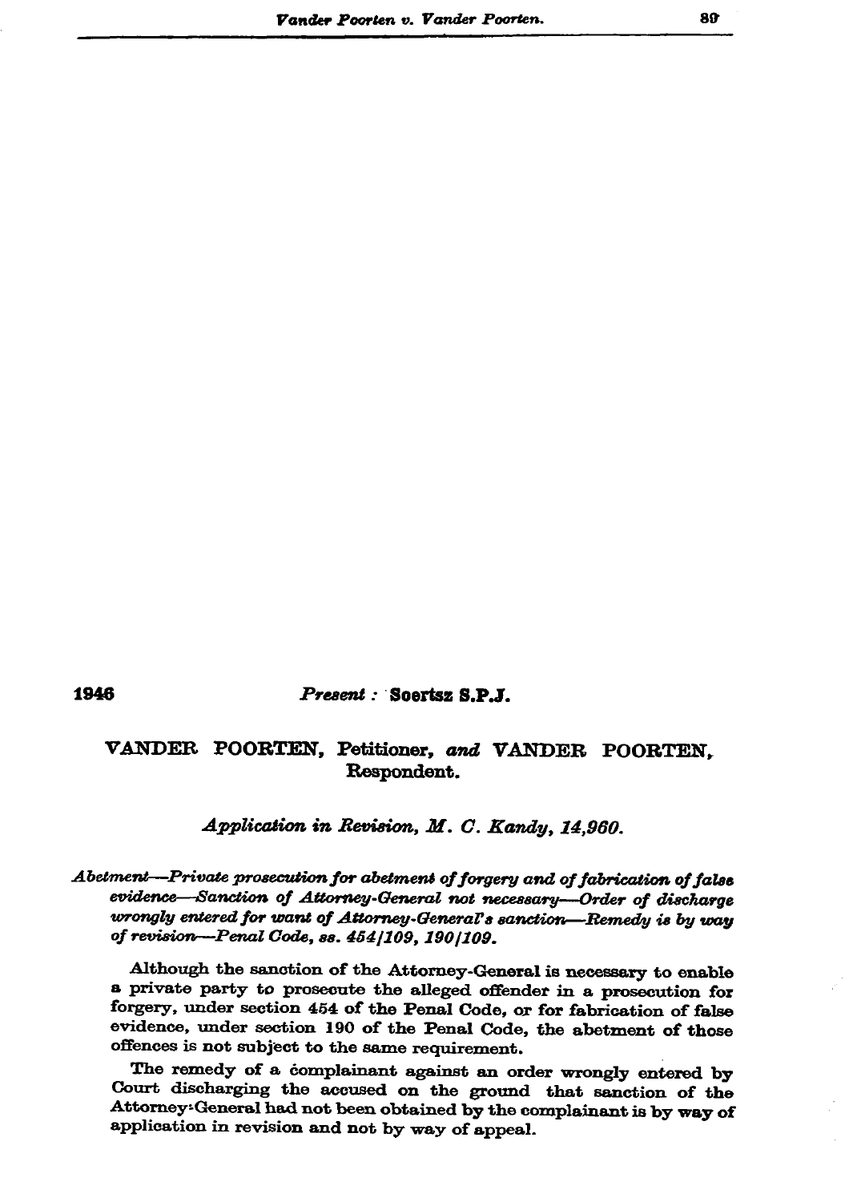1946 *Present* : **Soertsz S.P.J.**

VANDER POORTEN, Petitioner, *and* VANDER POORTEN, Respondent.

*Application in Revision, M. C. Kandy, 14,960.*

*Abetment—Private prosecution for abetment of forgery and of fabrication of false evidence—Sanction of Attorney-General not necessary—Order of discharge wrongly entered for want of Attorney-General's sanction—Remedy is by way of revision—Penal Code, ss. 454/109, 190/109.*

Although the sanction of the Attorney-General is necessary to enable a private party to prosecute the alleged offender in a prosecution for forgery, under section 454 of the Penal Code, or for fabrication of false evidence, under section 190 of the Penal Code, the abetment of those offences is not subject to the same requirement.

The remedy of a complainant against an order wrongly entered by Court discharging the accused on the ground that sanction of the Attorney-General had not been obtained by the complainant is by way of application in revision and not by way of appeal.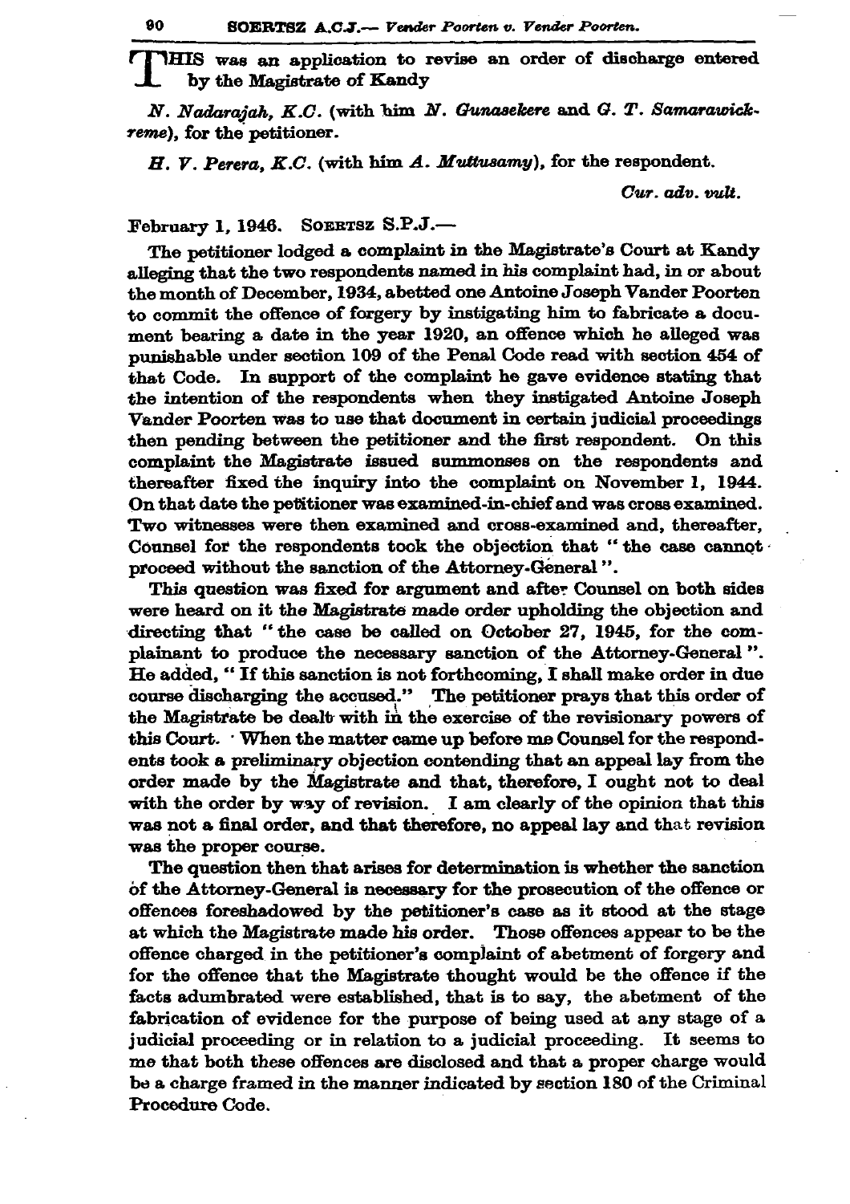THIS was an application to revise an order of discharge entered by the Magistrate of Kandy

*N. Nadarajah, K.C.* (with him *N. Gunasekere* and *G. T. Samarawickreme*), for the petitioner.

*H. V. Perera, K.C.* (with him *A. Muttusamy*), for the respondent.

*Cur. adv. vult.*

February 1, 1946. SOERTSZ S.P.J.—

The petitioner lodged a complaint in the Magistrate's Court at Kandy alleging that the two respondents named in his complaint had, in or about the month of December, 1934, abetted one Antoine Joseph Vander Poorten to commit the offence of forgery by instigating him to fabricate a document bearing a date in the year 1920, an offence which he alleged was punishable under section 109 of the Penal Code read with section 454 of that Code. In support of the complaint he gave evidence stating that the intention of the respondents when they instigated Antoine Joseph Vander Poorten was to use that document in certain judicial proceedings then pending between the petitioner and the first respondent. On this complaint the Magistrate issued summonses on the respondents and thereafter fixed the inquiry into the complaint on November 1, 1944. On that date the petitioner was examined-in-chief and was cross examined. Two witnesses were then examined and cross-examined and, thereafter, Counsel for the respondents took the objection that "the case cannot proceed without the sanction of the Attorney-General".

This question was fixed for argument and after Counsel on both sides were heard on it the Magistrate made order upholding the objection and directing that "the case be called on October 27, 1945, for the complainant to produce the necessary sanction of the Attorney-General". He added, "If this sanction is not forthcoming, I shall make order in due course discharging the accused." The petitioner prays that this order of the Magistrate be dealt with in the exercise of the revisionary powers of this Court. When the matter came up before me Counsel for the respondents took a preliminary objection contending that an appeal lay from the order made by the Magistrate and that, therefore, I ought not to deal with the order by way of revision. I am clearly of the opinion that this was not a final order, and that therefore, no appeal lay and that revision was the proper course.

The question then that arises for determination is whether the sanction of the Attorney-General is necessary for the prosecution of the offence or offences foreshadowed by the petitioner's case as it stood at the stage at which the Magistrate made his order. Those offences appear to be the offence charged in the petitioner's complaint of abetment of forgery and for the offence that the Magistrate thought would be the offence if the facts adumbrated were established, that is to say, the abetment of the fabrication of evidence for the purpose of being used at any stage of a judicial proceeding or in relation to a judicial proceeding. It seems to me that both these offences are disclosed and that a proper charge would be a charge framed in the manner indicated by section 180 of the Criminal Procedure Code.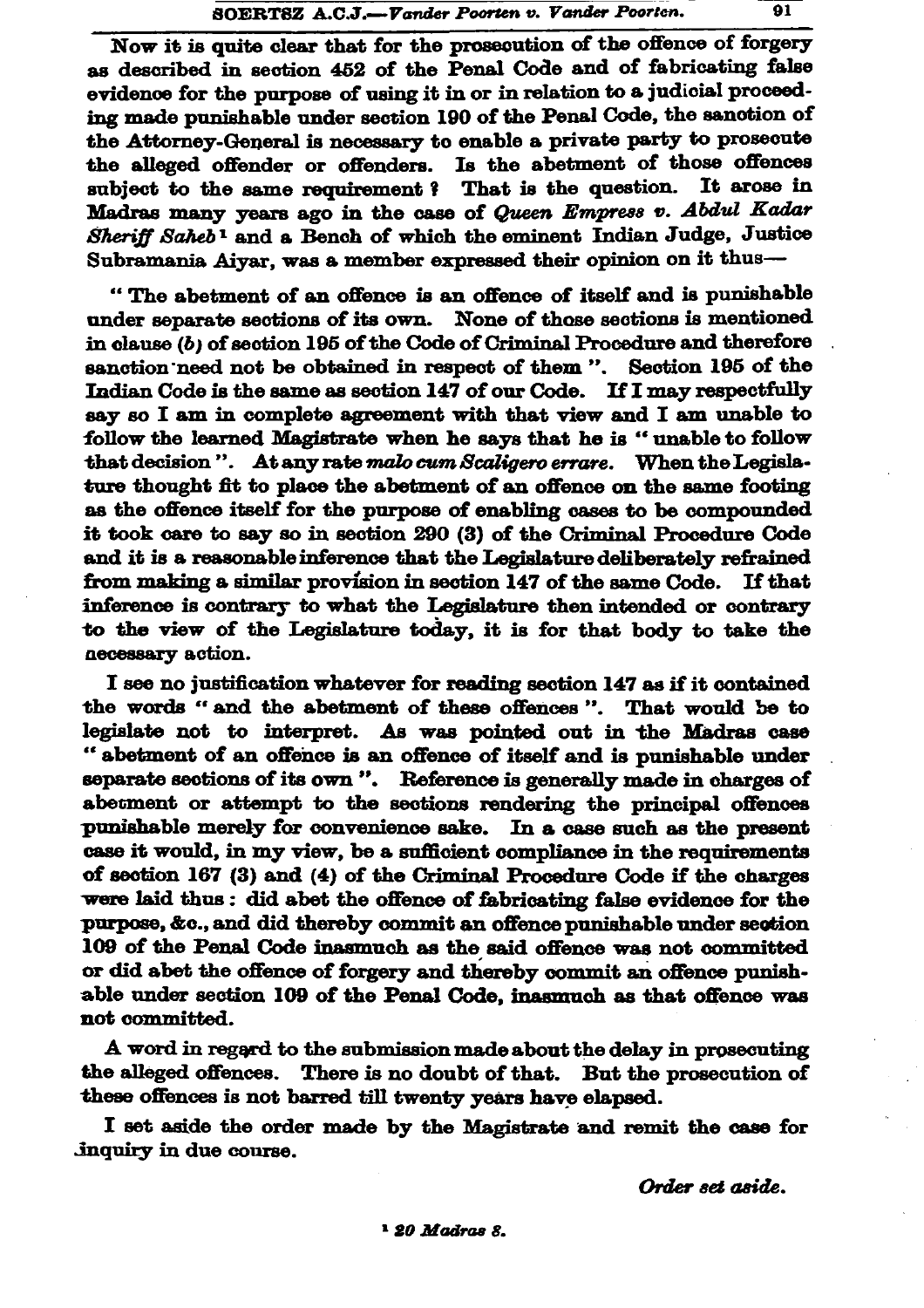Now it is quite clear that for the prosecution of the offence of forgery as described in section 452 of the Penal Code and of fabricating false evidence for the purpose of using it in or in relation to a judicial proceeding made punishable under section 190 of the Penal Code, the sanction of the Attorney-General is necessary to enable a private party to prosecute the alleged offender or offenders. Is the abetment of those offences subject to the same requirement ? That is the question. It arose in Madras many years ago in the case of *Queen Empress v. Abdul Kadar Sheriff Saheb*[1] and a Bench of which the eminent Indian Judge, Justice Subramania Aiyar, was a member expressed their opinion on it thus—

" The abetment of an offence is an offence of itself and is punishable under separate sections of its own. None of those sections is mentioned in clause (*b*) of section 195 of the Code of Criminal Procedure and therefore sanction need not be obtained in respect of them ". Section 195 of the Indian Code is the same as section 147 of our Code. If I may respectfully say so I am in complete agreement with that view and I am unable to follow the learned Magistrate when he says that he is " unable to follow that decision ". At any rate *malo cum Scaligero errare*. When the Legislature thought fit to place the abetment of an offence on the same footing as the offence itself for the purpose of enabling cases to be compounded it took care to say so in section 290 (3) of the Criminal Procedure Code and it is a reasonable inference that the Legislature deliberately refrained from making a similar provision in section 147 of the same Code. If that inference is contrary to what the Legislature then intended or contrary to the view of the Legislature today, it is for that body to take the necessary action.

I see no justification whatever for reading section 147 as if it contained the words " and the abetment of these offences ". That would be to legislate not to interpret. As was pointed out in the Madras case " abetment of an offence is an offence of itself and is punishable under separate sections of its own ". Reference is generally made in charges of abetment or attempt to the sections rendering the principal offences punishable merely for convenience sake. In a case such as the present case it would, in my view, be a sufficient compliance in the requirements of section 167 (3) and (4) of the Criminal Procedure Code if the charges were laid thus : did abet the offence of fabricating false evidence for the purpose, &c., and did thereby commit an offence punishable under section 109 of the Penal Code inasmuch as the said offence was not committed or did abet the offence of forgery and thereby commit an offence punishable under section 109 of the Penal Code, inasmuch as that offence was not committed.

A word in regard to the submission made about the delay in prosecuting the alleged offences. There is no doubt of that. But the prosecution of these offences is not barred till twenty years have elapsed.

I set aside the order made by the Magistrate and remit the case for inquiry in due course.

*Order set aside.*

[1] *20 Madras 8.*